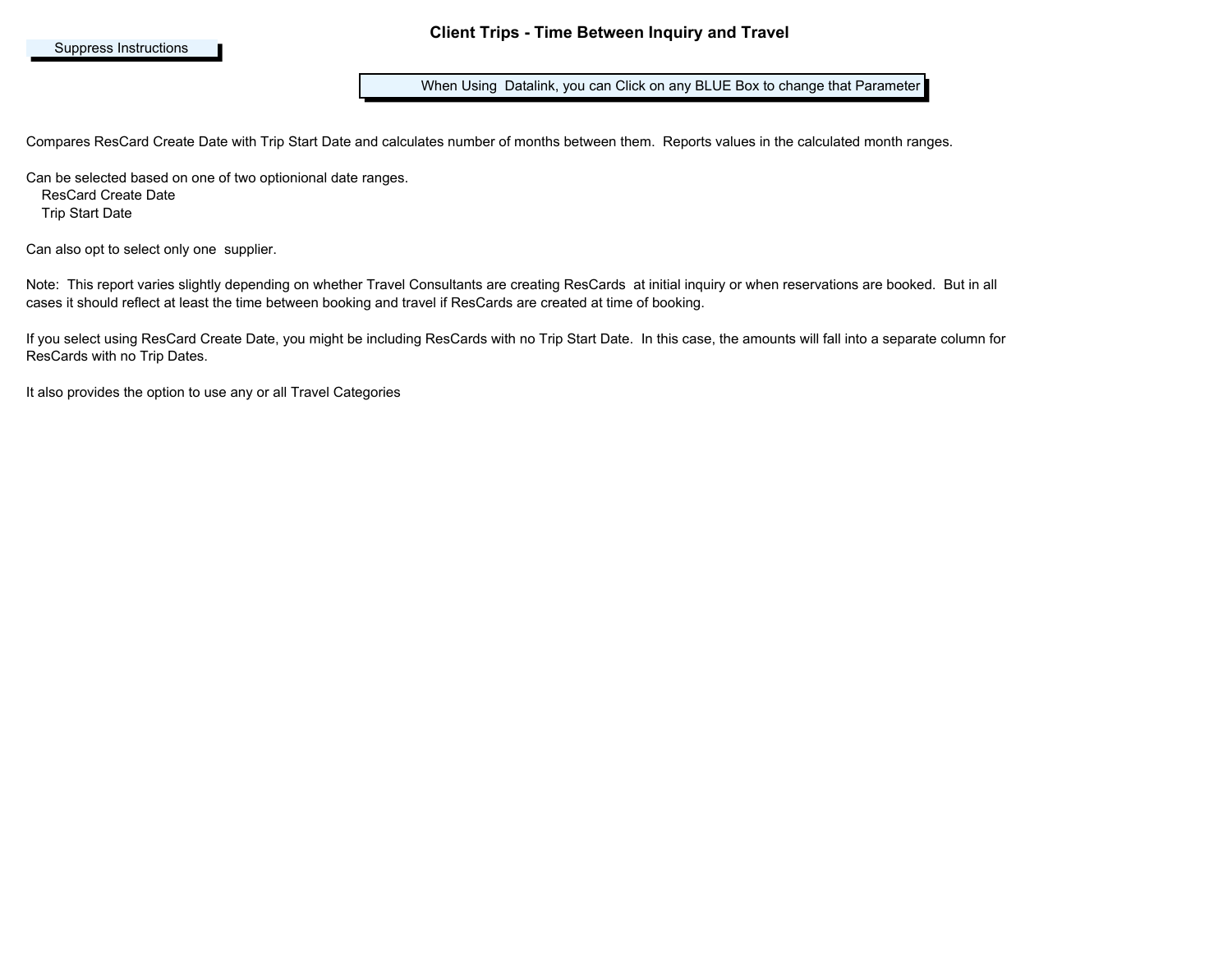Suppress Instructions

# Client Trips - Time Between Inquiry and Travel

When Using  Datalink, you can Click on any BLUE Box to change that Parameter

Compares ResCard Create Date with Trip Start Date and calculates number of months between them.  Reports values in the calculated month ranges.

Can be selected based on one of two optionional date ranges.
- ResCard Create Date
- Trip Start Date

Can also opt to select only one  supplier.

Note:  This report varies slightly depending on whether Travel Consultants are creating ResCards  at initial inquiry or when reservations are booked.  But in all cases it should reflect at least the time between booking and travel if ResCards are created at time of booking.

If you select using ResCard Create Date, you might be including ResCards with no Trip Start Date.  In this case, the amounts will fall into a separate column for ResCards with no Trip Dates.

It also provides the option to use any or all Travel Categories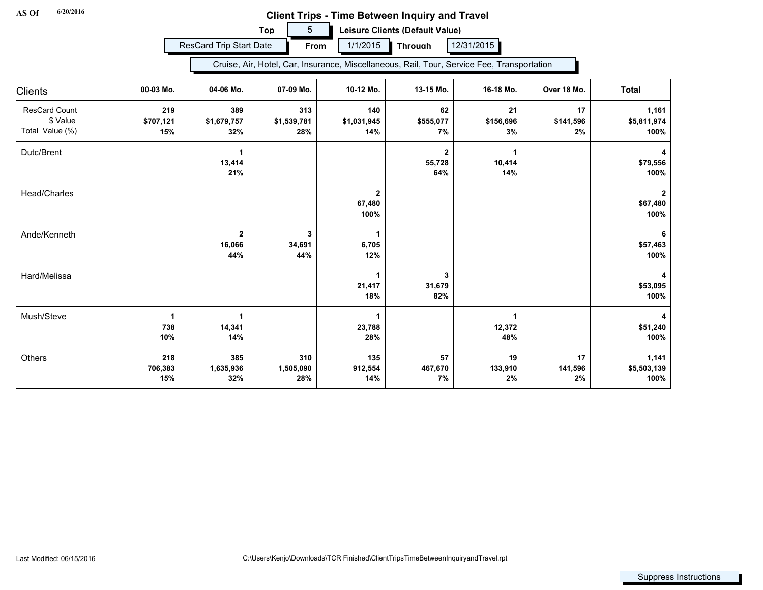AS Of 6/20/2016

# Client Trips - Time Between Inquiry and Travel

Top 5 Leisure Clients (Default Value)

ResCard Trip Start Date From 1/1/2015 Through 12/31/2015

Cruise, Air, Hotel, Car, Insurance, Miscellaneous, Rail, Tour, Service Fee, Transportation

| Clients | 00-03 Mo. | 04-06 Mo. | 07-09 Mo. | 10-12 Mo. | 13-15 Mo. | 16-18 Mo. | Over 18 Mo. | Total |
|---|---|---|---|---|---|---|---|---|
| ResCard Count<br>$ Value<br>Total Value (%) | 219<br>$707,121<br>15% | 389<br>$1,679,757<br>32% | 313<br>$1,539,781<br>28% | 140<br>$1,031,945<br>14% | 62<br>$555,077<br>7% | 21<br>$156,696<br>3% | 17<br>$141,596<br>2% | 1,161<br>$5,811,974<br>100% |
| Dutc/Brent | | 1<br>13,414<br>21% | | | 2<br>55,728<br>64% | 1<br>10,414<br>14% | | 4<br>$79,556<br>100% |
| Head/Charles | | | | 2<br>67,480<br>100% | | | | 2<br>$67,480<br>100% |
| Ande/Kenneth | | 2<br>16,066<br>44% | 3<br>34,691<br>44% | 1<br>6,705<br>12% | | | | 6<br>$57,463<br>100% |
| Hard/Melissa | | | | 1<br>21,417<br>18% | 3<br>31,679<br>82% | | | 4<br>$53,095<br>100% |
| Mush/Steve | 1<br>738<br>10% | 1<br>14,341<br>14% | | 1<br>23,788<br>28% | | 1<br>12,372<br>48% | | 4<br>$51,240<br>100% |
| Others | 218<br>706,383<br>15% | 385<br>1,635,936<br>32% | 310<br>1,505,090<br>28% | 135<br>912,554<br>14% | 57<br>467,670<br>7% | 19<br>133,910<br>2% | 17<br>141,596<br>2% | 1,141<br>$5,503,139<br>100% |

Last Modified: 06/15/2016

C:\Users\Kenjo\Downloads\TCR Finished\ClientTripsTimeBetweenInquiryandTravel.rpt

Suppress Instructions